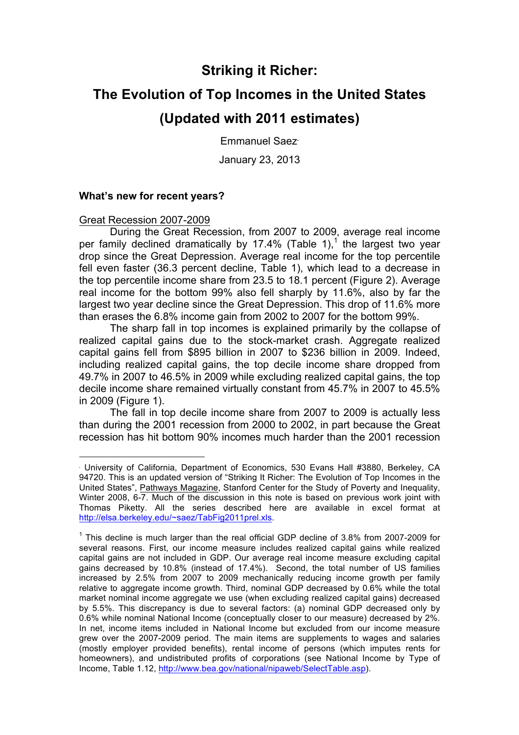# Striking it Richer:

# The Evolution of Top Incomes in the United States

# (Updated with 2011 estimates)

Emmanuel Saez[·]

January 23, 2013

### What's new for recent years?

Great Recession 2007-2009

During the Great Recession, from 2007 to 2009, average real income per family declined dramatically by 17.4% (Table 1),[1] the largest two year drop since the Great Depression. Average real income for the top percentile fell even faster (36.3 percent decline, Table 1), which lead to a decrease in the top percentile income share from 23.5 to 18.1 percent (Figure 2). Average real income for the bottom 99% also fell sharply by 11.6%, also by far the largest two year decline since the Great Depression. This drop of 11.6% more than erases the 6.8% income gain from 2002 to 2007 for the bottom 99%.

The sharp fall in top incomes is explained primarily by the collapse of realized capital gains due to the stock-market crash. Aggregate realized capital gains fell from \$895 billion in 2007 to \$236 billion in 2009. Indeed, including realized capital gains, the top decile income share dropped from 49.7% in 2007 to 46.5% in 2009 while excluding realized capital gains, the top decile income share remained virtually constant from 45.7% in 2007 to 45.5% in 2009 (Figure 1).

The fall in top decile income share from 2007 to 2009 is actually less than during the 2001 recession from 2000 to 2002, in part because the Great recession has hit bottom 90% incomes much harder than the 2001 recession

---

[·] University of California, Department of Economics, 530 Evans Hall #3880, Berkeley, CA 94720. This is an updated version of "Striking It Richer: The Evolution of Top Incomes in the United States", Pathways Magazine, Stanford Center for the Study of Poverty and Inequality, Winter 2008, 6-7. Much of the discussion in this note is based on previous work joint with Thomas Piketty. All the series described here are available in excel format at http://elsa.berkeley.edu/~saez/TabFig2011prel.xls.

[1] This decline is much larger than the real official GDP decline of 3.8% from 2007-2009 for several reasons. First, our income measure includes realized capital gains while realized capital gains are not included in GDP. Our average real income measure excluding capital gains decreased by 10.8% (instead of 17.4%). Second, the total number of US families increased by 2.5% from 2007 to 2009 mechanically reducing income growth per family relative to aggregate income growth. Third, nominal GDP decreased by 0.6% while the total market nominal income aggregate we use (when excluding realized capital gains) decreased by 5.5%. This discrepancy is due to several factors: (a) nominal GDP decreased only by 0.6% while nominal National Income (conceptually closer to our measure) decreased by 2%. In net, income items included in National Income but excluded from our income measure grew over the 2007-2009 period. The main items are supplements to wages and salaries (mostly employer provided benefits), rental income of persons (which imputes rents for homeowners), and undistributed profits of corporations (see National Income by Type of Income, Table 1.12, http://www.bea.gov/national/nipaweb/SelectTable.asp).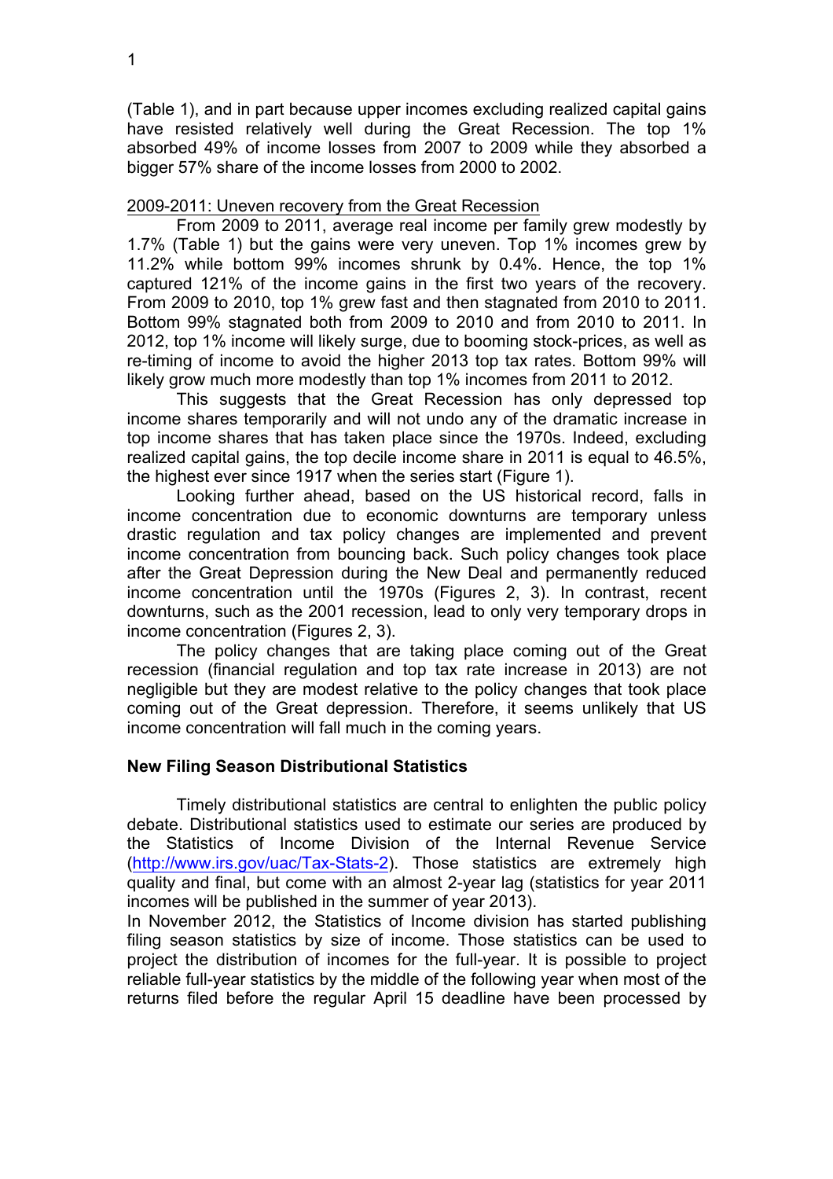(Table 1), and in part because upper incomes excluding realized capital gains have resisted relatively well during the Great Recession. The top 1% absorbed 49% of income losses from 2007 to 2009 while they absorbed a bigger 57% share of the income losses from 2000 to 2002.

2009-2011: Uneven recovery from the Great Recession

From 2009 to 2011, average real income per family grew modestly by 1.7% (Table 1) but the gains were very uneven. Top 1% incomes grew by 11.2% while bottom 99% incomes shrunk by 0.4%. Hence, the top 1% captured 121% of the income gains in the first two years of the recovery. From 2009 to 2010, top 1% grew fast and then stagnated from 2010 to 2011. Bottom 99% stagnated both from 2009 to 2010 and from 2010 to 2011. In 2012, top 1% income will likely surge, due to booming stock-prices, as well as re-timing of income to avoid the higher 2013 top tax rates. Bottom 99% will likely grow much more modestly than top 1% incomes from 2011 to 2012.

This suggests that the Great Recession has only depressed top income shares temporarily and will not undo any of the dramatic increase in top income shares that has taken place since the 1970s. Indeed, excluding realized capital gains, the top decile income share in 2011 is equal to 46.5%, the highest ever since 1917 when the series start (Figure 1).

Looking further ahead, based on the US historical record, falls in income concentration due to economic downturns are temporary unless drastic regulation and tax policy changes are implemented and prevent income concentration from bouncing back. Such policy changes took place after the Great Depression during the New Deal and permanently reduced income concentration until the 1970s (Figures 2, 3). In contrast, recent downturns, such as the 2001 recession, lead to only very temporary drops in income concentration (Figures 2, 3).

The policy changes that are taking place coming out of the Great recession (financial regulation and top tax rate increase in 2013) are not negligible but they are modest relative to the policy changes that took place coming out of the Great depression. Therefore, it seems unlikely that US income concentration will fall much in the coming years.

**New Filing Season Distributional Statistics**

Timely distributional statistics are central to enlighten the public policy debate. Distributional statistics used to estimate our series are produced by the Statistics of Income Division of the Internal Revenue Service (http://www.irs.gov/uac/Tax-Stats-2). Those statistics are extremely high quality and final, but come with an almost 2-year lag (statistics for year 2011 incomes will be published in the summer of year 2013).

In November 2012, the Statistics of Income division has started publishing filing season statistics by size of income. Those statistics can be used to project the distribution of incomes for the full-year. It is possible to project reliable full-year statistics by the middle of the following year when most of the returns filed before the regular April 15 deadline have been processed by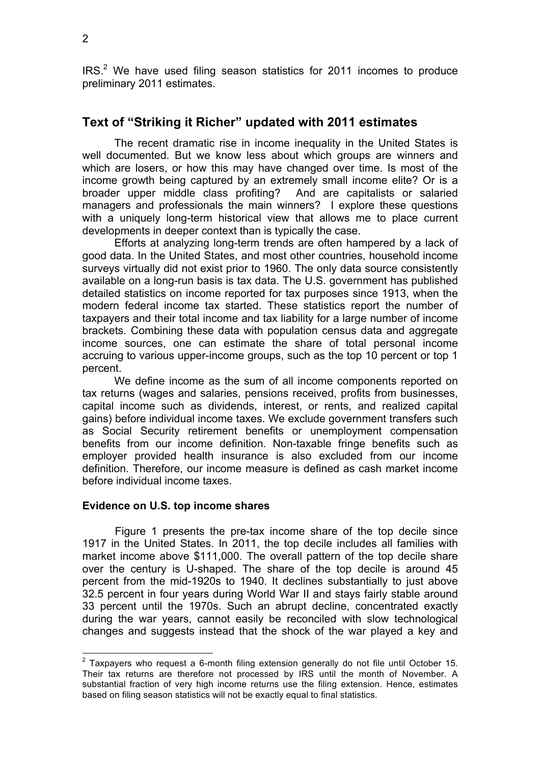IRS.[2] We have used filing season statistics for 2011 incomes to produce preliminary 2011 estimates.

## Text of "Striking it Richer" updated with 2011 estimates

The recent dramatic rise in income inequality in the United States is well documented. But we know less about which groups are winners and which are losers, or how this may have changed over time. Is most of the income growth being captured by an extremely small income elite? Or is a broader upper middle class profiting? And are capitalists or salaried managers and professionals the main winners? I explore these questions with a uniquely long-term historical view that allows me to place current developments in deeper context than is typically the case.

Efforts at analyzing long-term trends are often hampered by a lack of good data. In the United States, and most other countries, household income surveys virtually did not exist prior to 1960. The only data source consistently available on a long-run basis is tax data. The U.S. government has published detailed statistics on income reported for tax purposes since 1913, when the modern federal income tax started. These statistics report the number of taxpayers and their total income and tax liability for a large number of income brackets. Combining these data with population census data and aggregate income sources, one can estimate the share of total personal income accruing to various upper-income groups, such as the top 10 percent or top 1 percent.

We define income as the sum of all income components reported on tax returns (wages and salaries, pensions received, profits from businesses, capital income such as dividends, interest, or rents, and realized capital gains) before individual income taxes. We exclude government transfers such as Social Security retirement benefits or unemployment compensation benefits from our income definition. Non-taxable fringe benefits such as employer provided health insurance is also excluded from our income definition. Therefore, our income measure is defined as cash market income before individual income taxes.

### Evidence on U.S. top income shares

Figure 1 presents the pre-tax income share of the top decile since 1917 in the United States. In 2011, the top decile includes all families with market income above $111,000. The overall pattern of the top decile share over the century is U-shaped. The share of the top decile is around 45 percent from the mid-1920s to 1940. It declines substantially to just above 32.5 percent in four years during World War II and stays fairly stable around 33 percent until the 1970s. Such an abrupt decline, concentrated exactly during the war years, cannot easily be reconciled with slow technological changes and suggests instead that the shock of the war played a key and

---

[2] Taxpayers who request a 6-month filing extension generally do not file until October 15. Their tax returns are therefore not processed by IRS until the month of November. A substantial fraction of very high income returns use the filing extension. Hence, estimates based on filing season statistics will not be exactly equal to final statistics.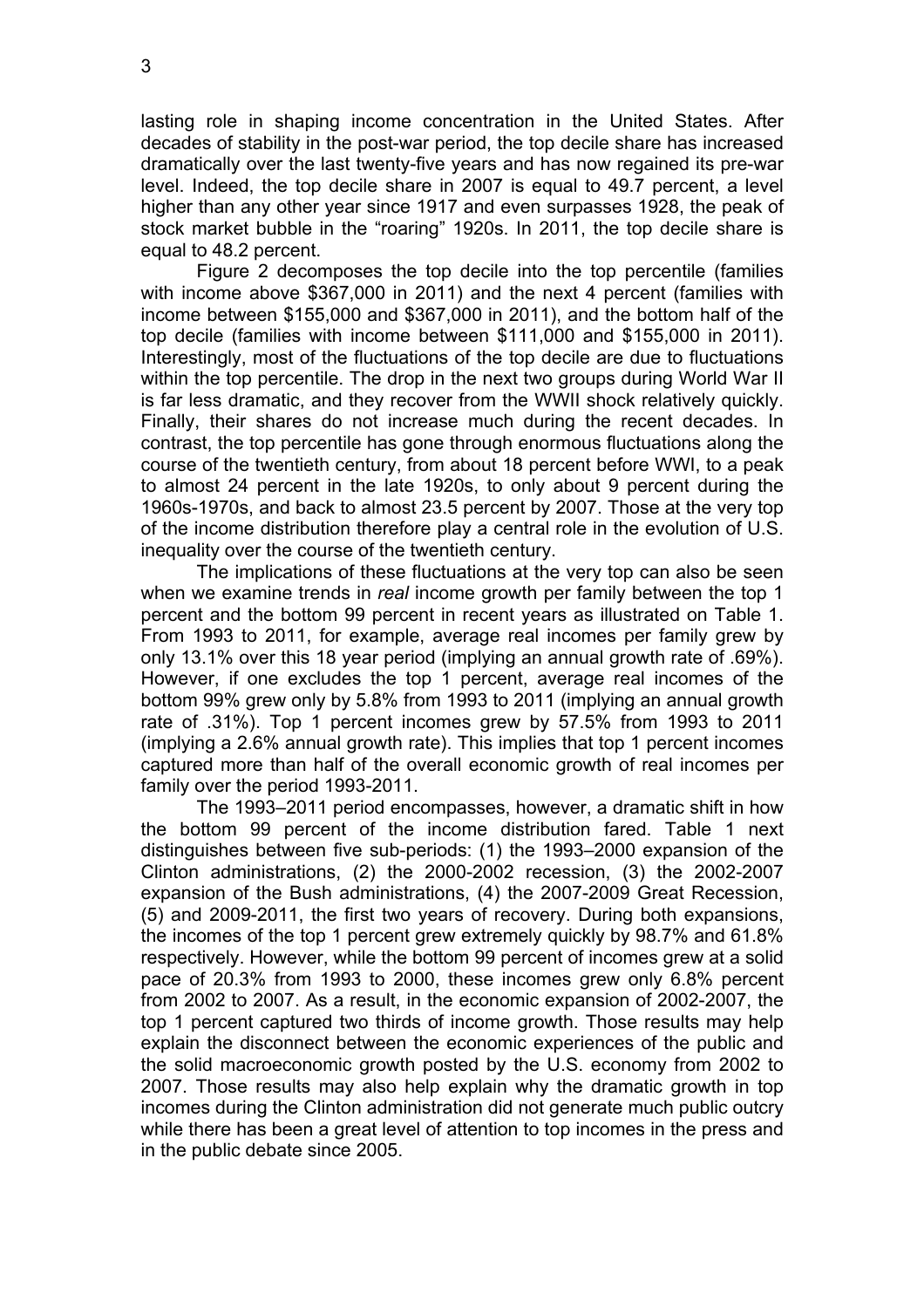lasting role in shaping income concentration in the United States. After decades of stability in the post-war period, the top decile share has increased dramatically over the last twenty-five years and has now regained its pre-war level. Indeed, the top decile share in 2007 is equal to 49.7 percent, a level higher than any other year since 1917 and even surpasses 1928, the peak of stock market bubble in the "roaring" 1920s. In 2011, the top decile share is equal to 48.2 percent.

Figure 2 decomposes the top decile into the top percentile (families with income above $367,000 in 2011) and the next 4 percent (families with income between $155,000 and $367,000 in 2011), and the bottom half of the top decile (families with income between $111,000 and $155,000 in 2011). Interestingly, most of the fluctuations of the top decile are due to fluctuations within the top percentile. The drop in the next two groups during World War II is far less dramatic, and they recover from the WWII shock relatively quickly. Finally, their shares do not increase much during the recent decades. In contrast, the top percentile has gone through enormous fluctuations along the course of the twentieth century, from about 18 percent before WWI, to a peak to almost 24 percent in the late 1920s, to only about 9 percent during the 1960s-1970s, and back to almost 23.5 percent by 2007. Those at the very top of the income distribution therefore play a central role in the evolution of U.S. inequality over the course of the twentieth century.

The implications of these fluctuations at the very top can also be seen when we examine trends in *real* income growth per family between the top 1 percent and the bottom 99 percent in recent years as illustrated on Table 1. From 1993 to 2011, for example, average real incomes per family grew by only 13.1% over this 18 year period (implying an annual growth rate of .69%). However, if one excludes the top 1 percent, average real incomes of the bottom 99% grew only by 5.8% from 1993 to 2011 (implying an annual growth rate of .31%). Top 1 percent incomes grew by 57.5% from 1993 to 2011 (implying a 2.6% annual growth rate). This implies that top 1 percent incomes captured more than half of the overall economic growth of real incomes per family over the period 1993-2011.

The 1993–2011 period encompasses, however, a dramatic shift in how the bottom 99 percent of the income distribution fared. Table 1 next distinguishes between five sub-periods: (1) the 1993–2000 expansion of the Clinton administrations, (2) the 2000-2002 recession, (3) the 2002-2007 expansion of the Bush administrations, (4) the 2007-2009 Great Recession, (5) and 2009-2011, the first two years of recovery. During both expansions, the incomes of the top 1 percent grew extremely quickly by 98.7% and 61.8% respectively. However, while the bottom 99 percent of incomes grew at a solid pace of 20.3% from 1993 to 2000, these incomes grew only 6.8% percent from 2002 to 2007. As a result, in the economic expansion of 2002-2007, the top 1 percent captured two thirds of income growth. Those results may help explain the disconnect between the economic experiences of the public and the solid macroeconomic growth posted by the U.S. economy from 2002 to 2007. Those results may also help explain why the dramatic growth in top incomes during the Clinton administration did not generate much public outcry while there has been a great level of attention to top incomes in the press and in the public debate since 2005.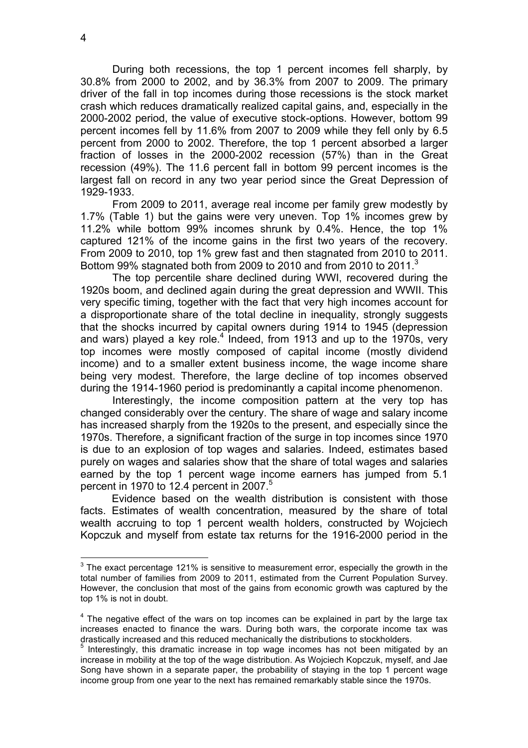During both recessions, the top 1 percent incomes fell sharply, by 30.8% from 2000 to 2002, and by 36.3% from 2007 to 2009. The primary driver of the fall in top incomes during those recessions is the stock market crash which reduces dramatically realized capital gains, and, especially in the 2000-2002 period, the value of executive stock-options. However, bottom 99 percent incomes fell by 11.6% from 2007 to 2009 while they fell only by 6.5 percent from 2000 to 2002. Therefore, the top 1 percent absorbed a larger fraction of losses in the 2000-2002 recession (57%) than in the Great recession (49%). The 11.6 percent fall in bottom 99 percent incomes is the largest fall on record in any two year period since the Great Depression of 1929-1933.

From 2009 to 2011, average real income per family grew modestly by 1.7% (Table 1) but the gains were very uneven. Top 1% incomes grew by 11.2% while bottom 99% incomes shrunk by 0.4%. Hence, the top 1% captured 121% of the income gains in the first two years of the recovery. From 2009 to 2010, top 1% grew fast and then stagnated from 2010 to 2011. Bottom 99% stagnated both from 2009 to 2010 and from 2010 to 2011.[3]

The top percentile share declined during WWI, recovered during the 1920s boom, and declined again during the great depression and WWII. This very specific timing, together with the fact that very high incomes account for a disproportionate share of the total decline in inequality, strongly suggests that the shocks incurred by capital owners during 1914 to 1945 (depression and wars) played a key role.[4] Indeed, from 1913 and up to the 1970s, very top incomes were mostly composed of capital income (mostly dividend income) and to a smaller extent business income, the wage income share being very modest. Therefore, the large decline of top incomes observed during the 1914-1960 period is predominantly a capital income phenomenon.

Interestingly, the income composition pattern at the very top has changed considerably over the century. The share of wage and salary income has increased sharply from the 1920s to the present, and especially since the 1970s. Therefore, a significant fraction of the surge in top incomes since 1970 is due to an explosion of top wages and salaries. Indeed, estimates based purely on wages and salaries show that the share of total wages and salaries earned by the top 1 percent wage income earners has jumped from 5.1 percent in 1970 to 12.4 percent in 2007.[5]

Evidence based on the wealth distribution is consistent with those facts. Estimates of wealth concentration, measured by the share of total wealth accruing to top 1 percent wealth holders, constructed by Wojciech Kopczuk and myself from estate tax returns for the 1916-2000 period in the

---

[3] The exact percentage 121% is sensitive to measurement error, especially the growth in the total number of families from 2009 to 2011, estimated from the Current Population Survey. However, the conclusion that most of the gains from economic growth was captured by the top 1% is not in doubt.

[4] The negative effect of the wars on top incomes can be explained in part by the large tax increases enacted to finance the wars. During both wars, the corporate income tax was drastically increased and this reduced mechanically the distributions to stockholders.

[5] Interestingly, this dramatic increase in top wage incomes has not been mitigated by an increase in mobility at the top of the wage distribution. As Wojciech Kopczuk, myself, and Jae Song have shown in a separate paper, the probability of staying in the top 1 percent wage income group from one year to the next has remained remarkably stable since the 1970s.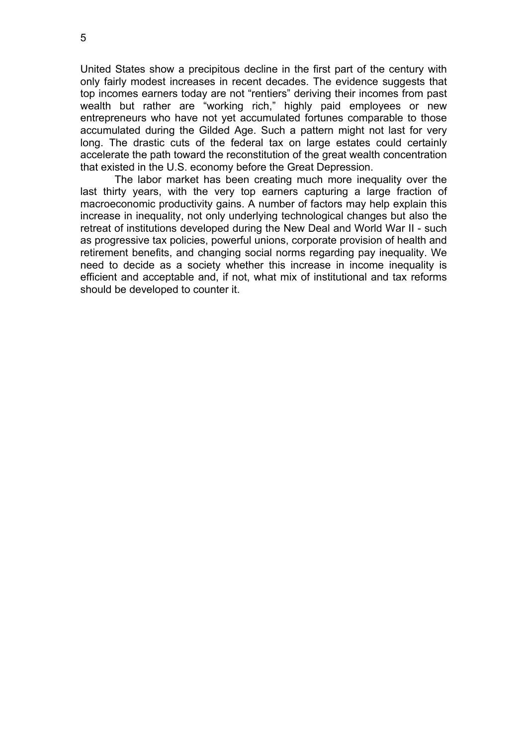United States show a precipitous decline in the first part of the century with only fairly modest increases in recent decades. The evidence suggests that top incomes earners today are not “rentiers” deriving their incomes from past wealth but rather are “working rich,” highly paid employees or new entrepreneurs who have not yet accumulated fortunes comparable to those accumulated during the Gilded Age. Such a pattern might not last for very long. The drastic cuts of the federal tax on large estates could certainly accelerate the path toward the reconstitution of the great wealth concentration that existed in the U.S. economy before the Great Depression.

The labor market has been creating much more inequality over the last thirty years, with the very top earners capturing a large fraction of macroeconomic productivity gains. A number of factors may help explain this increase in inequality, not only underlying technological changes but also the retreat of institutions developed during the New Deal and World War II - such as progressive tax policies, powerful unions, corporate provision of health and retirement benefits, and changing social norms regarding pay inequality. We need to decide as a society whether this increase in income inequality is efficient and acceptable and, if not, what mix of institutional and tax reforms should be developed to counter it.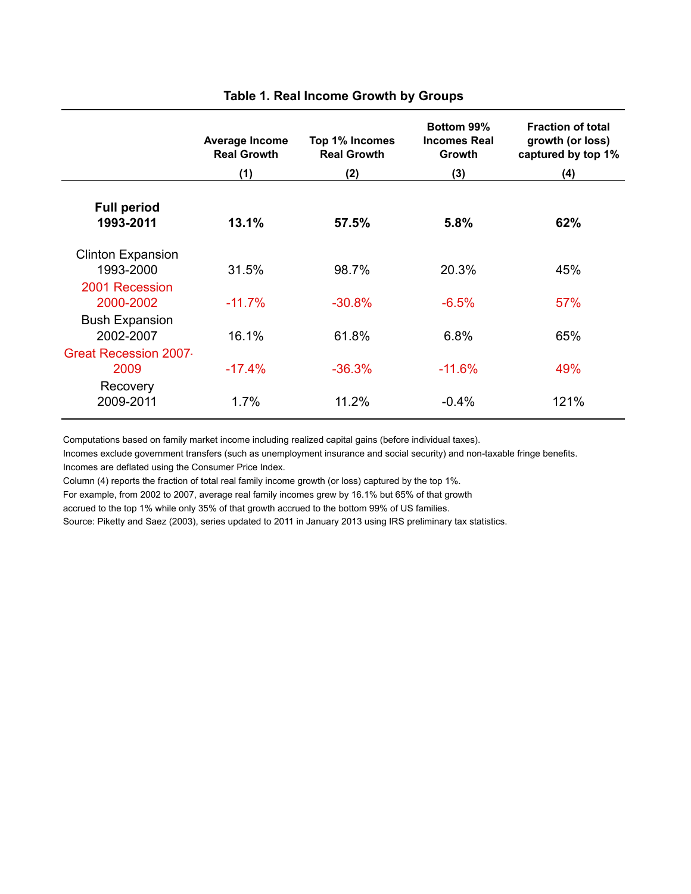**Table 1. Real Income Growth by Groups**

| | Average Income Real Growth<br>(1) | Top 1% Incomes Real Growth<br>(2) | Bottom 99% Incomes Real Growth<br>(3) | Fraction of total growth (or loss) captured by top 1%<br>(4) |
|---|---|---|---|---|
| **Full period 1993-2011** | **13.1%** | **57.5%** | **5.8%** | **62%** |
| Clinton Expansion 1993-2000 | 31.5% | 98.7% | 20.3% | 45% |
| 2001 Recession 2000-2002 | -11.7% | -30.8% | -6.5% | 57% |
| Bush Expansion 2002-2007 | 16.1% | 61.8% | 6.8% | 65% |
| Great Recession 2007-2009 | -17.4% | -36.3% | -11.6% | 49% |
| Recovery 2009-2011 | 1.7% | 11.2% | -0.4% | 121% |

Computations based on family market income including realized capital gains (before individual taxes).
Incomes exclude government transfers (such as unemployment insurance and social security) and non-taxable fringe benefits.
Incomes are deflated using the Consumer Price Index.
Column (4) reports the fraction of total real family income growth (or loss) captured by the top 1%.
For example, from 2002 to 2007, average real family incomes grew by 16.1% but 65% of that growth
accrued to the top 1% while only 35% of that growth accrued to the bottom 99% of US families.
Source: Piketty and Saez (2003), series updated to 2011 in January 2013 using IRS preliminary tax statistics.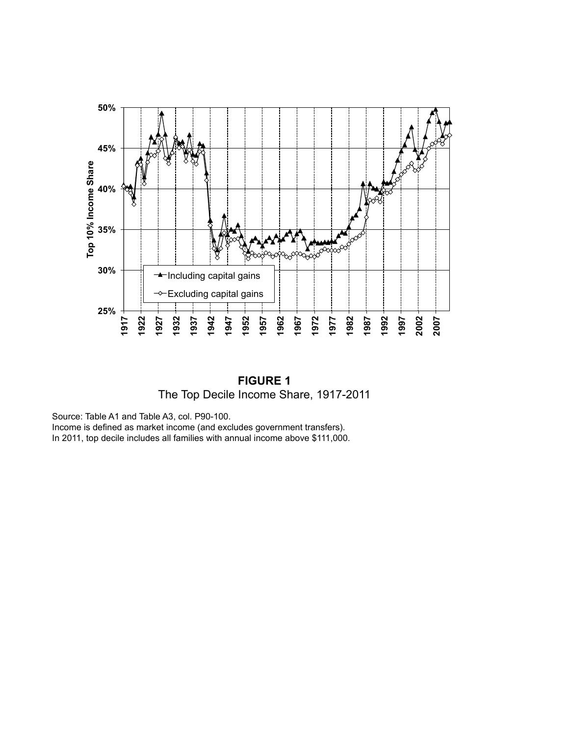**FIGURE 1**
The Top Decile Income Share, 1917-2011

Source: Table A1 and Table A3, col. P90-100.
Income is defined as market income (and excludes government transfers).
In 2011, top decile includes all families with annual income above $111,000.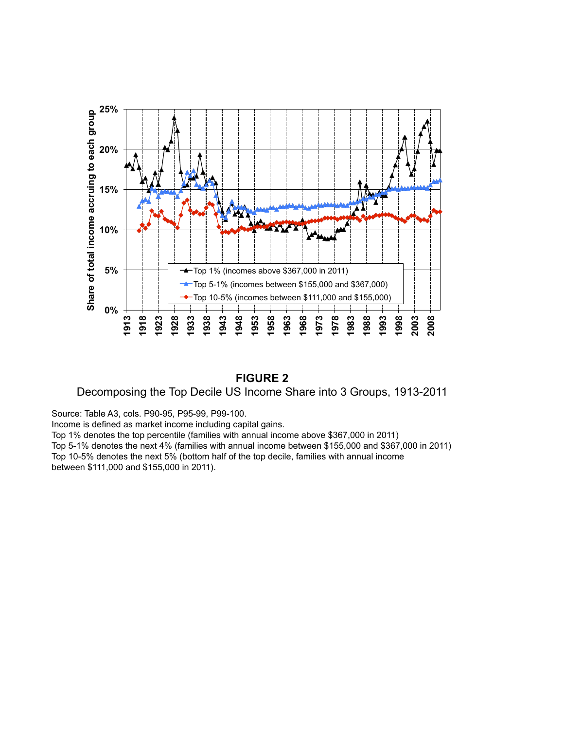**FIGURE 2**

Decomposing the Top Decile US Income Share into 3 Groups, 1913-2011

Source: Table A3, cols. P90-95, P95-99, P99-100.
Income is defined as market income including capital gains.
Top 1% denotes the top percentile (families with annual income above $367,000 in 2011)
Top 5-1% denotes the next 4% (families with annual income between $155,000 and $367,000 in 2011)
Top 10-5% denotes the next 5% (bottom half of the top decile, families with annual income between $111,000 and $155,000 in 2011).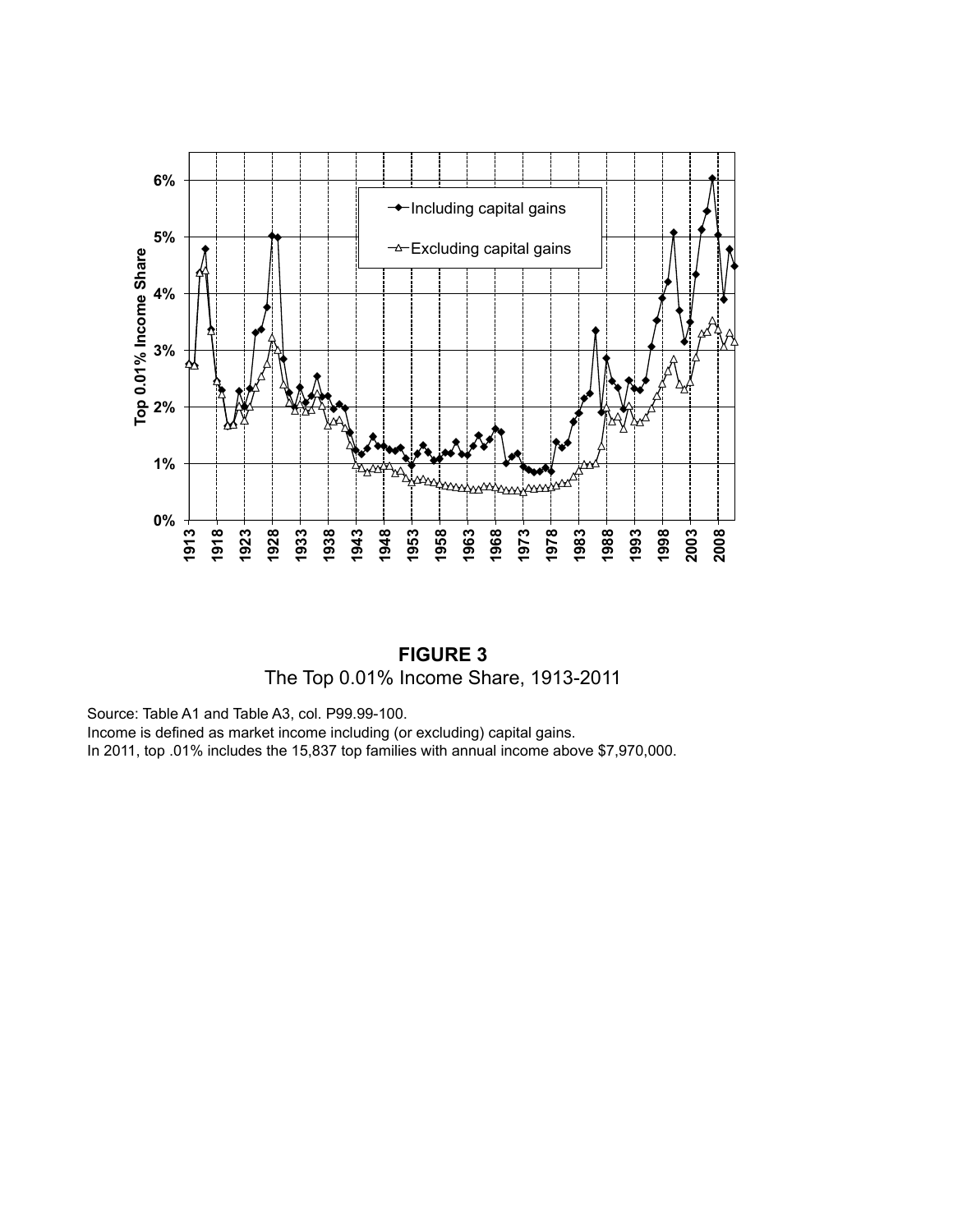6%

5%

4%

3%

2%

1%

0%

Top 0.01% Income Share

Including capital gains

Excluding capital gains

1913
1918
1923
1928
1933
1938
1943
1948
1953
1958
1963
1968
1973
1978
1983
1988
1993
1998
2003
2008

**FIGURE 3**

The Top 0.01% Income Share, 1913-2011

Source: Table A1 and Table A3, col. P99.99-100.
Income is defined as market income including (or excluding) capital gains.
In 2011, top .01% includes the 15,837 top families with annual income above $7,970,000.